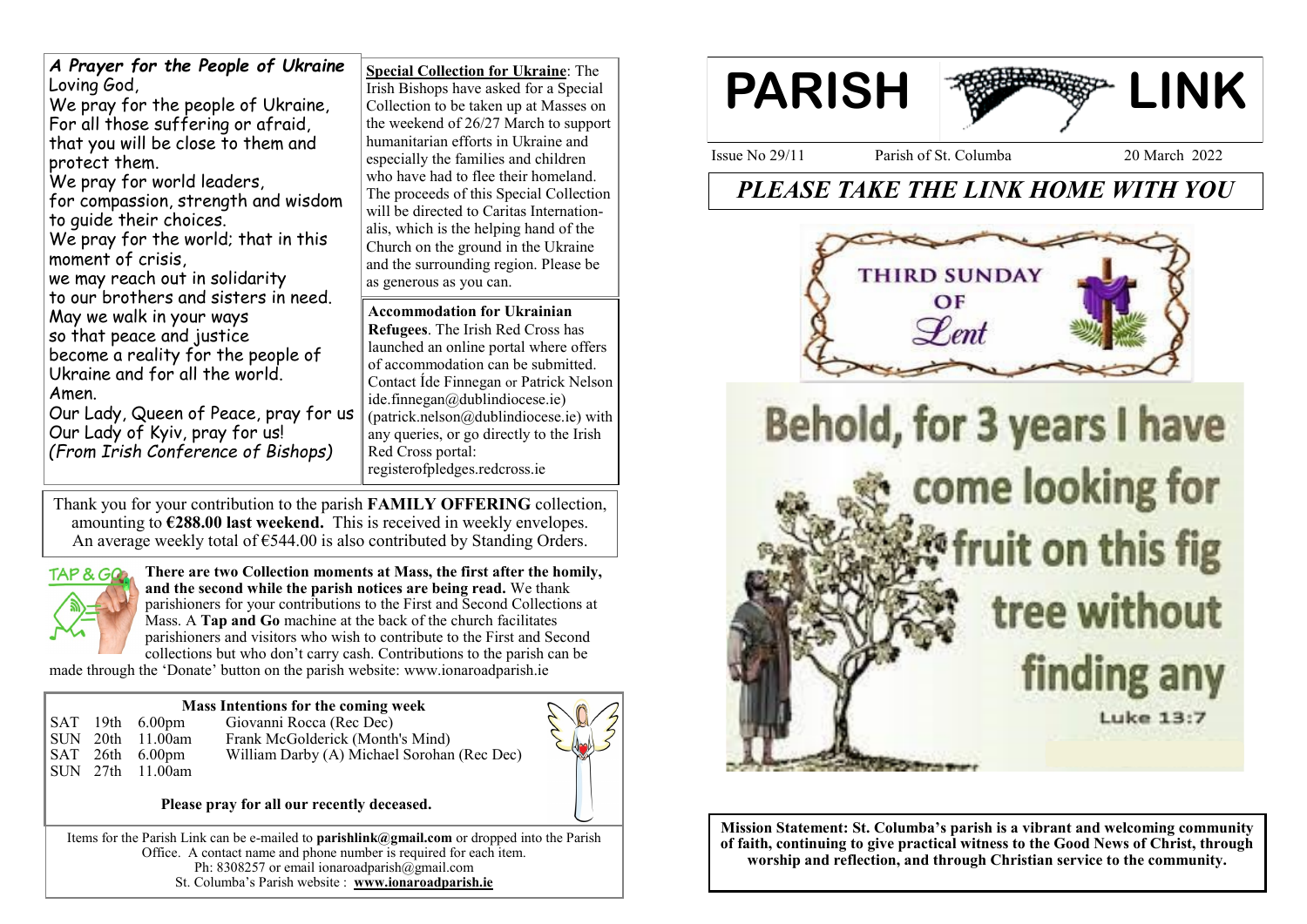# PARISH LINK

Issue No 29/11 Parish of St. Columba 20 March 2022

## *PLEASE TAKE THE LINK HOME WITH YOU*

THIRD SUNDAY OF Lent

Behold, for 3 years I have come looking for fruit on this fig tree without finding any

Luke 13:7

**Mission Statement: St. Columba's parish is a vibrant and welcoming community of faith, continuing to give practical witness to the Good News of Christ, through worship and reflection, and through Christian service to the community.**

### *A Prayer for the People of Ukraine*

Loving God,
We pray for the people of Ukraine,
For all those suffering or afraid,
that you will be close to them and protect them.
We pray for world leaders,
for compassion, strength and wisdom to guide their choices.
We pray for the world; that in this moment of crisis,
we may reach out in solidarity
to our brothers and sisters in need.
May we walk in your ways
so that peace and justice
become a reality for the people of Ukraine and for all the world.
Amen.
Our Lady, Queen of Peace, pray for us
Our Lady of Kyiv, pray for us!
*(From Irish Conference of Bishops)*

**Special Collection for Ukraine**: The Irish Bishops have asked for a Special Collection to be taken up at Masses on the weekend of 26/27 March to support humanitarian efforts in Ukraine and especially the families and children who have had to flee their homeland. The proceeds of this Special Collection will be directed to Caritas Internationalis, which is the helping hand of the Church on the ground in the Ukraine and the surrounding region. Please be as generous as you can.

**Accommodation for Ukrainian Refugees**. The Irish Red Cross has launched an online portal where offers of accommodation can be submitted. Contact Íde Finnegan or Patrick Nelson ide.finnegan@dublindiocese.ie) (patrick.nelson@dublindiocese.ie) with any queries, or go directly to the Irish Red Cross portal: registerofpledges.redcross.ie

Thank you for your contribution to the parish **FAMILY OFFERING** collection, amounting to **€288.00 last weekend.** This is received in weekly envelopes. An average weekly total of €544.00 is also contributed by Standing Orders.

TAP & GO

**There are two Collection moments at Mass, the first after the homily, and the second while the parish notices are being read.** We thank parishioners for your contributions to the First and Second Collections at Mass. A **Tap and Go** machine at the back of the church facilitates parishioners and visitors who wish to contribute to the First and Second collections but who don't carry cash. Contributions to the parish can be made through the 'Donate' button on the parish website: www.ionaroadparish.ie

**Mass Intentions for the coming week**

| | | | |
|---|---|---|---|
| SAT | 19th | 6.00pm | Giovanni Rocca (Rec Dec) |
| SUN | 20th | 11.00am | Frank McGolderick (Month's Mind) |
| SAT | 26th | 6.00pm | William Darby (A) Michael Sorohan (Rec Dec) |
| SUN | 27th | 11.00am | |

**Please pray for all our recently deceased.**

Items for the Parish Link can be e-mailed to **parishlink@gmail.com** or dropped into the Parish Office. A contact name and phone number is required for each item.
Ph: 8308257 or email ionaroadparish@gmail.com
St. Columba's Parish website : **www.ionaroadparish.ie**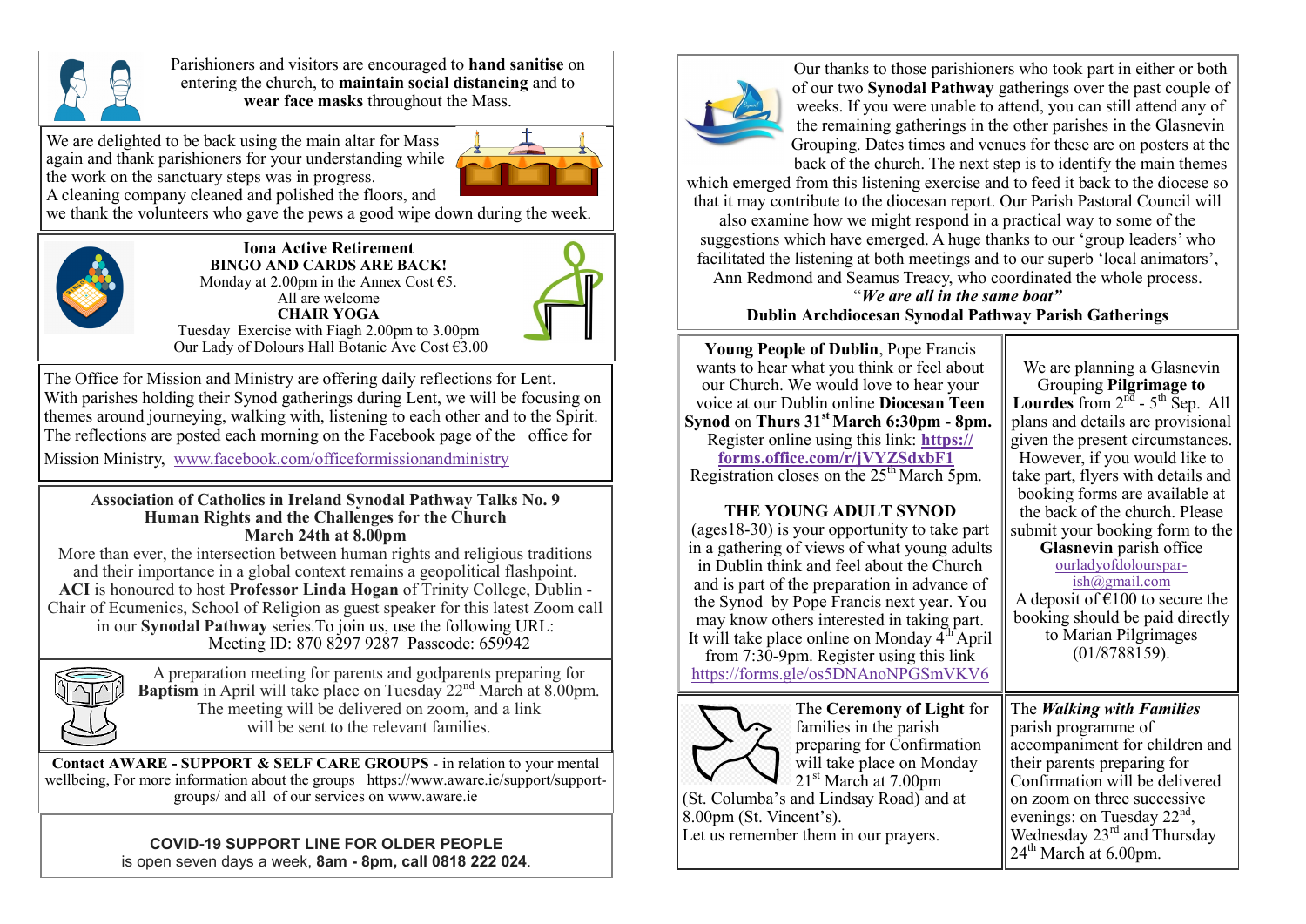Parishioners and visitors are encouraged to **hand sanitise** on entering the church, to **maintain social distancing** and to **wear face masks** throughout the Mass.

We are delighted to be back using the main altar for Mass again and thank parishioners for your understanding while the work on the sanctuary steps was in progress.
A cleaning company cleaned and polished the floors, and we thank the volunteers who gave the pews a good wipe down during the week.

**Iona Active Retirement**
**BINGO AND CARDS ARE BACK!**
Monday at 2.00pm in the Annex Cost €5.
All are welcome
**CHAIR YOGA**
Tuesday Exercise with Fiagh 2.00pm to 3.00pm
Our Lady of Dolours Hall Botanic Ave Cost €3.00

The Office for Mission and Ministry are offering daily reflections for Lent. With parishes holding their Synod gatherings during Lent, we will be focusing on themes around journeying, walking with, listening to each other and to the Spirit. The reflections are posted each morning on the Facebook page of the office for Mission Ministry, www.facebook.com/officeformissionandministry

**Association of Catholics in Ireland Synodal Pathway Talks No. 9**
**Human Rights and the Challenges for the Church**
**March 24th at 8.00pm**
More than ever, the intersection between human rights and religious traditions and their importance in a global context remains a geopolitical flashpoint. **ACI** is honoured to host **Professor Linda Hogan** of Trinity College, Dublin - Chair of Ecumenics, School of Religion as guest speaker for this latest Zoom call in our **Synodal Pathway** series.To join us, use the following URL:
Meeting ID: 870 8297 9287 Passcode: 659942

A preparation meeting for parents and godparents preparing for **Baptism** in April will take place on Tuesday 22nd March at 8.00pm. The meeting will be delivered on zoom, and a link will be sent to the relevant families.

**Contact AWARE - SUPPORT & SELF CARE GROUPS** - in relation to your mental wellbeing, For more information about the groups https://www.aware.ie/support/support-groups/ and all of our services on www.aware.ie

**COVID-19 SUPPORT LINE FOR OLDER PEOPLE**
is open seven days a week, **8am - 8pm, call 0818 222 024**.

Our thanks to those parishioners who took part in either or both of our two **Synodal Pathway** gatherings over the past couple of weeks. If you were unable to attend, you can still attend any of the remaining gatherings in the other parishes in the Glasnevin Grouping. Dates times and venues for these are on posters at the back of the church. The next step is to identify the main themes which emerged from this listening exercise and to feed it back to the diocese so that it may contribute to the diocesan report. Our Parish Pastoral Council will also examine how we might respond in a practical way to some of the suggestions which have emerged. A huge thanks to our 'group leaders' who facilitated the listening at both meetings and to our superb 'local animators', Ann Redmond and Seamus Treacy, who coordinated the whole process.
"*We are all in the same boat"*
**Dublin Archdiocesan Synodal Pathway Parish Gatherings**

**Young People of Dublin**, Pope Francis wants to hear what you think or feel about our Church. We would love to hear your voice at our Dublin online **Diocesan Teen Synod** on **Thurs 31st March 6:30pm - 8pm.** Register online using this link: **https://forms.office.com/r/jVYZSdxbF1**
Registration closes on the 25th March 5pm.

**THE YOUNG ADULT SYNOD**
(ages18-30) is your opportunity to take part in a gathering of views of what young adults in Dublin think and feel about the Church and is part of the preparation in advance of the Synod by Pope Francis next year. You may know others interested in taking part. It will take place online on Monday 4th April from 7:30-9pm. Register using this link https://forms.gle/os5DNAnoNPGSmVKV6

We are planning a Glasnevin Grouping **Pilgrimage to Lourdes** from 2nd - 5th Sep. All plans and details are provisional given the present circumstances. However, if you would like to take part, flyers with details and booking forms are available at the back of the church. Please submit your booking form to the **Glasnevin** parish office ourladyofdolourparish@gmail.com
A deposit of €100 to secure the booking should be paid directly to Marian Pilgrimages (01/8788159).

The **Ceremony of Light** for families in the parish preparing for Confirmation will take place on Monday 21st March at 7.00pm (St. Columba's and Lindsay Road) and at 8.00pm (St. Vincent's).
Let us remember them in our prayers.

The ***Walking with Families*** parish programme of accompaniment for children and their parents preparing for Confirmation will be delivered on zoom on three successive evenings: on Tuesday 22nd, Wednesday 23rd and Thursday 24th March at 6.00pm.